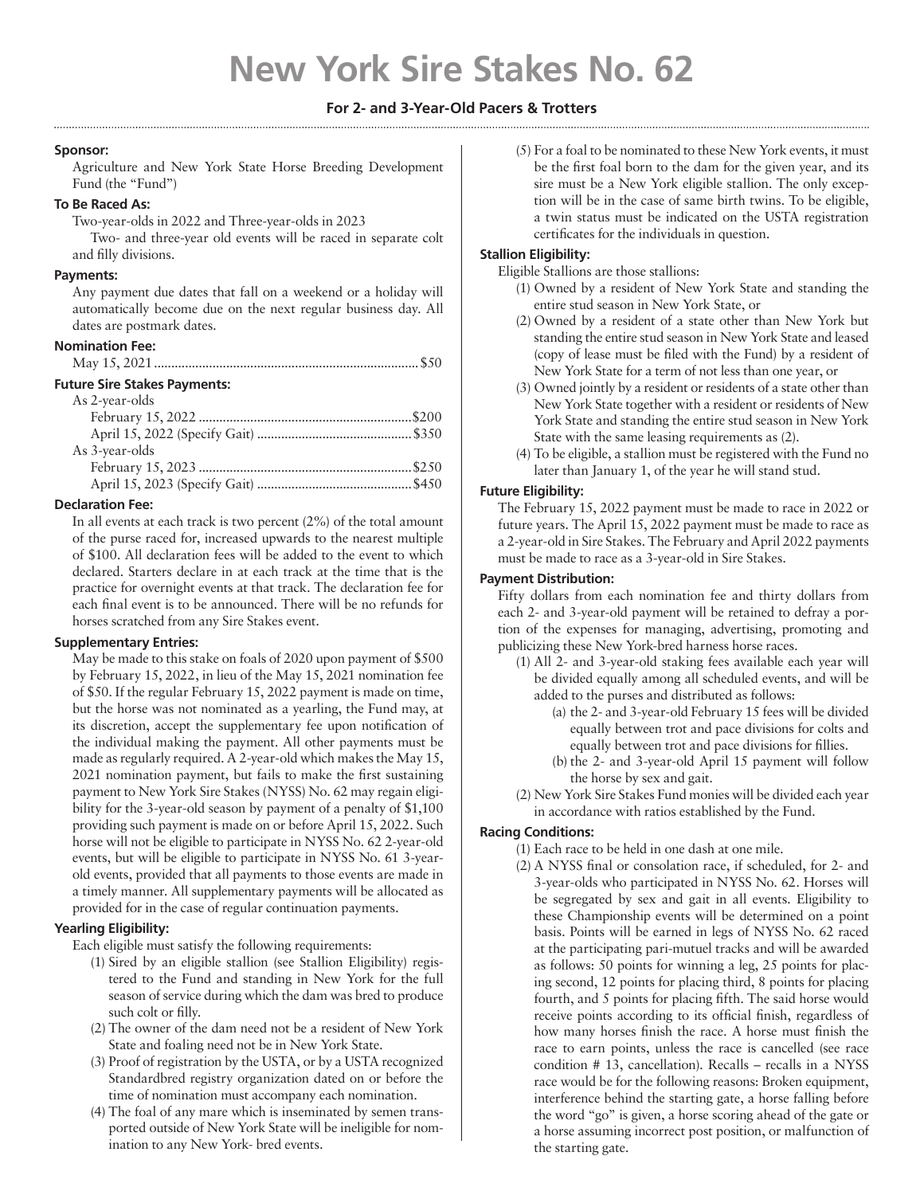# New York Sire Stakes No. 62

**For 2- and 3-Year-Old Pacers & Trotters**

### Sponsor:

Agriculture and New York State Horse Breeding Development Fund (the "Fund")

### To Be Raced As:

Two-year-olds in 2022 and Three-year-olds in 2023

Two- and three-year old events will be raced in separate colt and filly divisions.

### Payments:

Any payment due dates that fall on a weekend or a holiday will automatically become due on the next regular business day. All dates are postmark dates.

### Nomination Fee:

May 15, 2021 .......... $50

### Future Sire Stakes Payments:

As 2-year-olds

- February 15, 2022 .......... $200
- April 15, 2022 (Specify Gait) .......... $350

As 3-year-olds

- February 15, 2023 .......... $250
- April 15, 2023 (Specify Gait) .......... $450

### Declaration Fee:

In all events at each track is two percent (2%) of the total amount of the purse raced for, increased upwards to the nearest multiple of $100. All declaration fees will be added to the event to which declared. Starters declare in at each track at the time that is the practice for overnight events at that track. The declaration fee for each final event is to be announced. There will be no refunds for horses scratched from any Sire Stakes event.

### Supplementary Entries:

May be made to this stake on foals of 2020 upon payment of $500 by February 15, 2022, in lieu of the May 15, 2021 nomination fee of $50. If the regular February 15, 2022 payment is made on time, but the horse was not nominated as a yearling, the Fund may, at its discretion, accept the supplementary fee upon notification of the individual making the payment. All other payments must be made as regularly required. A 2-year-old which makes the May 15, 2021 nomination payment, but fails to make the first sustaining payment to New York Sire Stakes (NYSS) No. 62 may regain eligibility for the 3-year-old season by payment of a penalty of $1,100 providing such payment is made on or before April 15, 2022. Such horse will not be eligible to participate in NYSS No. 62 2-year-old events, but will be eligible to participate in NYSS No. 61 3-year-old events, provided that all payments to those events are made in a timely manner. All supplementary payments will be allocated as provided for in the case of regular continuation payments.

### Yearling Eligibility:

Each eligible must satisfy the following requirements:

1. Sired by an eligible stallion (see Stallion Eligibility) registered to the Fund and standing in New York for the full season of service during which the dam was bred to produce such colt or filly.
2. The owner of the dam need not be a resident of New York State and foaling need not be in New York State.
3. Proof of registration by the USTA, or by a USTA recognized Standardbred registry organization dated on or before the time of nomination must accompany each nomination.
4. The foal of any mare which is inseminated by semen transported outside of New York State will be ineligible for nomination to any New York- bred events.
5. For a foal to be nominated to these New York events, it must be the first foal born to the dam for the given year, and its sire must be a New York eligible stallion. The only exception will be in the case of same birth twins. To be eligible, a twin status must be indicated on the USTA registration certificates for the individuals in question.

### Stallion Eligibility:

Eligible Stallions are those stallions:

1. Owned by a resident of New York State and standing the entire stud season in New York State, or
2. Owned by a resident of a state other than New York but standing the entire stud season in New York State and leased (copy of lease must be filed with the Fund) by a resident of New York State for a term of not less than one year, or
3. Owned jointly by a resident or residents of a state other than New York State together with a resident or residents of New York State and standing the entire stud season in New York State with the same leasing requirements as (2).
4. To be eligible, a stallion must be registered with the Fund no later than January 1, of the year he will stand stud.

### Future Eligibility:

The February 15, 2022 payment must be made to race in 2022 or future years. The April 15, 2022 payment must be made to race as a 2-year-old in Sire Stakes. The February and April 2022 payments must be made to race as a 3-year-old in Sire Stakes.

### Payment Distribution:

Fifty dollars from each nomination fee and thirty dollars from each 2- and 3-year-old payment will be retained to defray a portion of the expenses for managing, advertising, promoting and publicizing these New York-bred harness horse races.

1. All 2- and 3-year-old staking fees available each year will be divided equally among all scheduled events, and will be added to the purses and distributed as follows:
   - (a) the 2- and 3-year-old February 15 fees will be divided equally between trot and pace divisions for colts and equally between trot and pace divisions for fillies.
   - (b) the 2- and 3-year-old April 15 payment will follow the horse by sex and gait.
2. New York Sire Stakes Fund monies will be divided each year in accordance with ratios established by the Fund.

### Racing Conditions:

1. Each race to be held in one dash at one mile.
2. A NYSS final or consolation race, if scheduled, for 2- and 3-year-olds who participated in NYSS No. 62. Horses will be segregated by sex and gait in all events. Eligibility to these Championship events will be determined on a point basis. Points will be earned in legs of NYSS No. 62 raced at the participating pari-mutuel tracks and will be awarded as follows: 50 points for winning a leg, 25 points for placing second, 12 points for placing third, 8 points for placing fourth, and 5 points for placing fifth. The said horse would receive points according to its official finish, regardless of how many horses finish the race. A horse must finish the race to earn points, unless the race is cancelled (see race condition # 13, cancellation). Recalls – recalls in a NYSS race would be for the following reasons: Broken equipment, interference behind the starting gate, a horse falling before the word "go" is given, a horse scoring ahead of the gate or a horse assuming incorrect post position, or malfunction of the starting gate.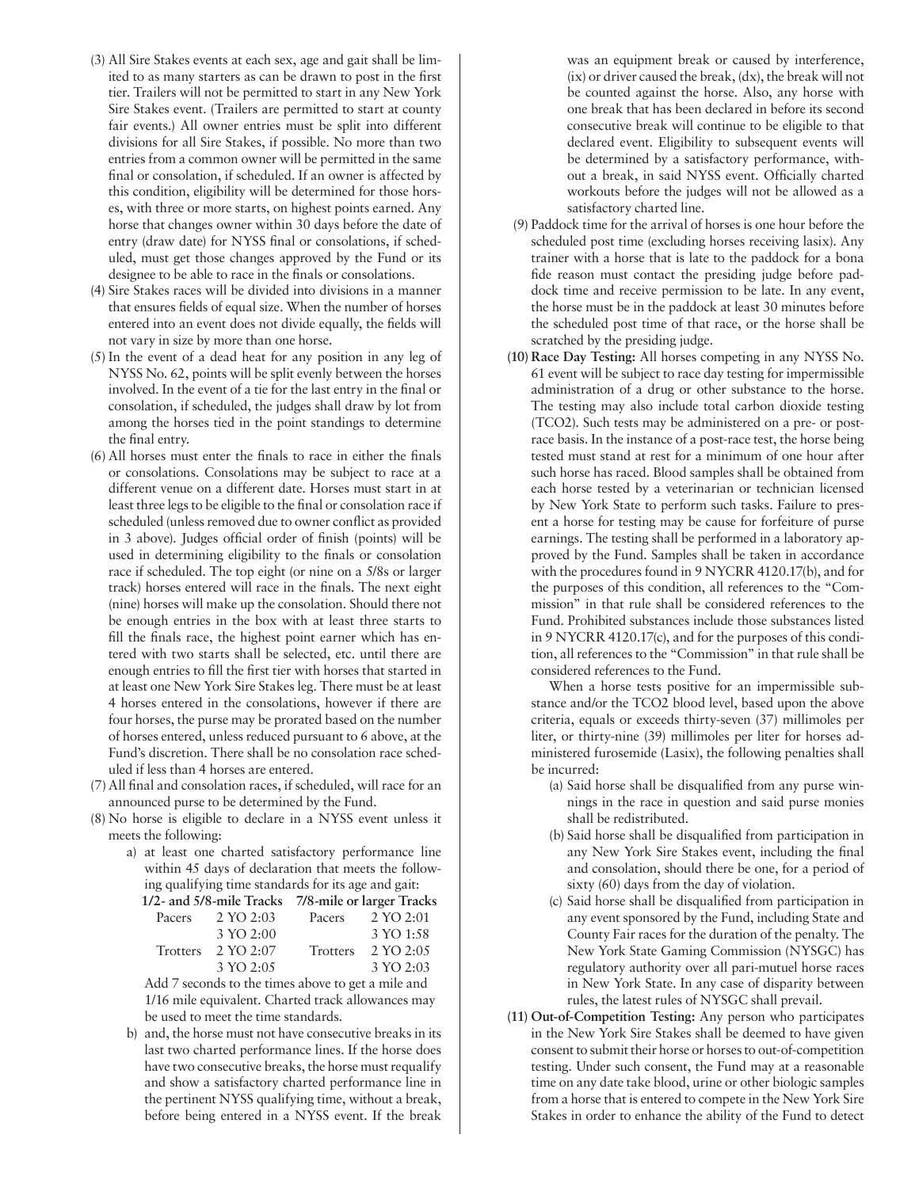(3) All Sire Stakes events at each sex, age and gait shall be limited to as many starters as can be drawn to post in the first tier. Trailers will not be permitted to start in any New York Sire Stakes event. (Trailers are permitted to start at county fair events.) All owner entries must be split into different divisions for all Sire Stakes, if possible. No more than two entries from a common owner will be permitted in the same final or consolation, if scheduled. If an owner is affected by this condition, eligibility will be determined for those horses, with three or more starts, on highest points earned. Any horse that changes owner within 30 days before the date of entry (draw date) for NYSS final or consolations, if scheduled, must get those changes approved by the Fund or its designee to be able to race in the finals or consolations.

(4) Sire Stakes races will be divided into divisions in a manner that ensures fields of equal size. When the number of horses entered into an event does not divide equally, the fields will not vary in size by more than one horse.

(5) In the event of a dead heat for any position in any leg of NYSS No. 62, points will be split evenly between the horses involved. In the event of a tie for the last entry in the final or consolation, if scheduled, the judges shall draw by lot from among the horses tied in the point standings to determine the final entry.

(6) All horses must enter the finals to race in either the finals or consolations. Consolations may be subject to race at a different venue on a different date. Horses must start in at least three legs to be eligible to the final or consolation race if scheduled (unless removed due to owner conflict as provided in 3 above). Judges official order of finish (points) will be used in determining eligibility to the finals or consolation race if scheduled. The top eight (or nine on a 5/8s or larger track) horses entered will race in the finals. The next eight (nine) horses will make up the consolation. Should there not be enough entries in the box with at least three starts to fill the finals race, the highest point earner which has entered with two starts shall be selected, etc. until there are enough entries to fill the first tier with horses that started in at least one New York Sire Stakes leg. There must be at least 4 horses entered in the consolations, however if there are four horses, the purse may be prorated based on the number of horses entered, unless reduced pursuant to 6 above, at the Fund's discretion. There shall be no consolation race scheduled if less than 4 horses are entered.

(7) All final and consolation races, if scheduled, will race for an announced purse to be determined by the Fund.

(8) No horse is eligible to declare in a NYSS event unless it meets the following:

a) at least one charted satisfactory performance line within 45 days of declaration that meets the following qualifying time standards for its age and gait:

| 1/2- and 5/8-mile Tracks | | | 7/8-mile or larger Tracks | | |
|---|---|---|---|---|---|
| Pacers | 2 YO | 2:03 | Pacers | 2 YO | 2:01 |
| | 3 YO | 2:00 | | 3 YO | 1:58 |
| Trotters | 2 YO | 2:07 | Trotters | 2 YO | 2:05 |
| | 3 YO | 2:05 | | 3 YO | 2:03 |

Add 7 seconds to the times above to get a mile and 1/16 mile equivalent. Charted track allowances may be used to meet the time standards.

b) and, the horse must not have consecutive breaks in its last two charted performance lines. If the horse does have two consecutive breaks, the horse must requalify and show a satisfactory charted performance line in the pertinent NYSS qualifying time, without a break, before being entered in a NYSS event. If the break was an equipment break or caused by interference, (ix) or driver caused the break, (dx), the break will not be counted against the horse. Also, any horse with one break that has been declared in before its second consecutive break will continue to be eligible to that declared event. Eligibility to subsequent events will be determined by a satisfactory performance, without a break, in said NYSS event. Officially charted workouts before the judges will not be allowed as a satisfactory charted line.

(9) Paddock time for the arrival of horses is one hour before the scheduled post time (excluding horses receiving lasix). Any trainer with a horse that is late to the paddock for a bona fide reason must contact the presiding judge before paddock time and receive permission to be late. In any event, the horse must be in the paddock at least 30 minutes before the scheduled post time of that race, or the horse shall be scratched by the presiding judge.

(10) **Race Day Testing:** All horses competing in any NYSS No. 61 event will be subject to race day testing for impermissible administration of a drug or other substance to the horse. The testing may also include total carbon dioxide testing (TCO2). Such tests may be administered on a pre- or post-race basis. In the instance of a post-race test, the horse being tested must stand at rest for a minimum of one hour after such horse has raced. Blood samples shall be obtained from each horse tested by a veterinarian or technician licensed by New York State to perform such tasks. Failure to present a horse for testing may be cause for forfeiture of purse earnings. The testing shall be performed in a laboratory approved by the Fund. Samples shall be taken in accordance with the procedures found in 9 NYCRR 4120.17(b), and for the purposes of this condition, all references to the "Commission" in that rule shall be considered references to the Fund. Prohibited substances include those substances listed in 9 NYCRR 4120.17(c), and for the purposes of this condition, all references to the "Commission" in that rule shall be considered references to the Fund.

When a horse tests positive for an impermissible substance and/or the TCO2 blood level, based upon the above criteria, equals or exceeds thirty-seven (37) millimoles per liter, or thirty-nine (39) millimoles per liter for horses administered furosemide (Lasix), the following penalties shall be incurred:

(a) Said horse shall be disqualified from any purse winnings in the race in question and said purse monies shall be redistributed.

(b) Said horse shall be disqualified from participation in any New York Sire Stakes event, including the final and consolation, should there be one, for a period of sixty (60) days from the day of violation.

(c) Said horse shall be disqualified from participation in any event sponsored by the Fund, including State and County Fair races for the duration of the penalty. The New York State Gaming Commission (NYSGC) has regulatory authority over all pari-mutuel horse races in New York State. In any case of disparity between rules, the latest rules of NYSGC shall prevail.

(11) **Out-of-Competition Testing:** Any person who participates in the New York Sire Stakes shall be deemed to have given consent to submit their horse or horses to out-of-competition testing. Under such consent, the Fund may at a reasonable time on any date take blood, urine or other biologic samples from a horse that is entered to compete in the New York Sire Stakes in order to enhance the ability of the Fund to detect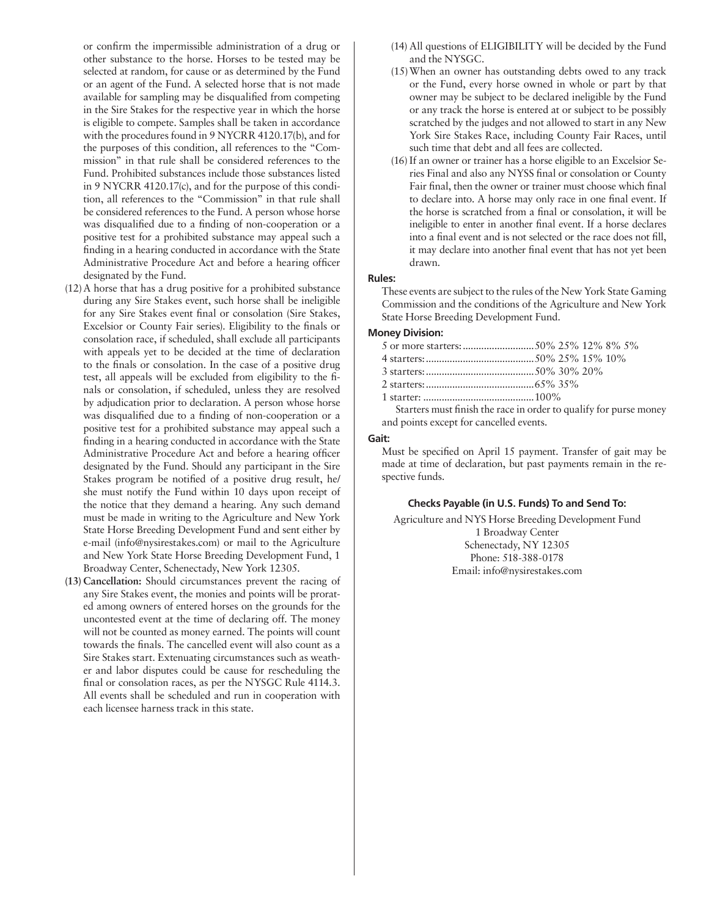or confirm the impermissible administration of a drug or other substance to the horse. Horses to be tested may be selected at random, for cause or as determined by the Fund or an agent of the Fund. A selected horse that is not made available for sampling may be disqualified from competing in the Sire Stakes for the respective year in which the horse is eligible to compete. Samples shall be taken in accordance with the procedures found in 9 NYCRR 4120.17(b), and for the purposes of this condition, all references to the "Commission" in that rule shall be considered references to the Fund. Prohibited substances include those substances listed in 9 NYCRR 4120.17(c), and for the purpose of this condition, all references to the "Commission" in that rule shall be considered references to the Fund. A person whose horse was disqualified due to a finding of non-cooperation or a positive test for a prohibited substance may appeal such a finding in a hearing conducted in accordance with the State Administrative Procedure Act and before a hearing officer designated by the Fund.

(12) A horse that has a drug positive for a prohibited substance during any Sire Stakes event, such horse shall be ineligible for any Sire Stakes event final or consolation (Sire Stakes, Excelsior or County Fair series). Eligibility to the finals or consolation race, if scheduled, shall exclude all participants with appeals yet to be decided at the time of declaration to the finals or consolation. In the case of a positive drug test, all appeals will be excluded from eligibility to the finals or consolation, if scheduled, unless they are resolved by adjudication prior to declaration. A person whose horse was disqualified due to a finding of non-cooperation or a positive test for a prohibited substance may appeal such a finding in a hearing conducted in accordance with the State Administrative Procedure Act and before a hearing officer designated by the Fund. Should any participant in the Sire Stakes program be notified of a positive drug result, he/she must notify the Fund within 10 days upon receipt of the notice that they demand a hearing. Any such demand must be made in writing to the Agriculture and New York State Horse Breeding Development Fund and sent either by e-mail (info@nysirestakes.com) or mail to the Agriculture and New York State Horse Breeding Development Fund, 1 Broadway Center, Schenectady, New York 12305.

**(13) Cancellation:** Should circumstances prevent the racing of any Sire Stakes event, the monies and points will be prorated among owners of entered horses on the grounds for the uncontested event at the time of declaring off. The money will not be counted as money earned. The points will count towards the finals. The cancelled event will also count as a Sire Stakes start. Extenuating circumstances such as weather and labor disputes could be cause for rescheduling the final or consolation races, as per the NYSGC Rule 4114.3. All events shall be scheduled and run in cooperation with each licensee harness track in this state.

(14) All questions of ELIGIBILITY will be decided by the Fund and the NYSGC.

(15) When an owner has outstanding debts owed to any track or the Fund, every horse owned in whole or part by that owner may be subject to be declared ineligible by the Fund or any track the horse is entered at or subject to be possibly scratched by the judges and not allowed to start in any New York Sire Stakes Race, including County Fair Races, until such time that debt and all fees are collected.

(16) If an owner or trainer has a horse eligible to an Excelsior Series Final and also any NYSS final or consolation or County Fair final, then the owner or trainer must choose which final to declare into. A horse may only race in one final event. If the horse is scratched from a final or consolation, it will be ineligible to enter in another final event. If a horse declares into a final event and is not selected or the race does not fill, it may declare into another final event that has not yet been drawn.

**Rules:**

These events are subject to the rules of the New York State Gaming Commission and the conditions of the Agriculture and New York State Horse Breeding Development Fund.

**Money Division:**

5 or more starters: 50% 25% 12% 8% 5%
4 starters: 50% 25% 15% 10%
3 starters: 50% 30% 20%
2 starters: 65% 35%
1 starter: 100%

Starters must finish the race in order to qualify for purse money and points except for cancelled events.

**Gait:**

Must be specified on April 15 payment. Transfer of gait may be made at time of declaration, but past payments remain in the respective funds.

**Checks Payable (in U.S. Funds) To and Send To:**

Agriculture and NYS Horse Breeding Development Fund
1 Broadway Center
Schenectady, NY 12305
Phone: 518-388-0178
Email: info@nysirestakes.com